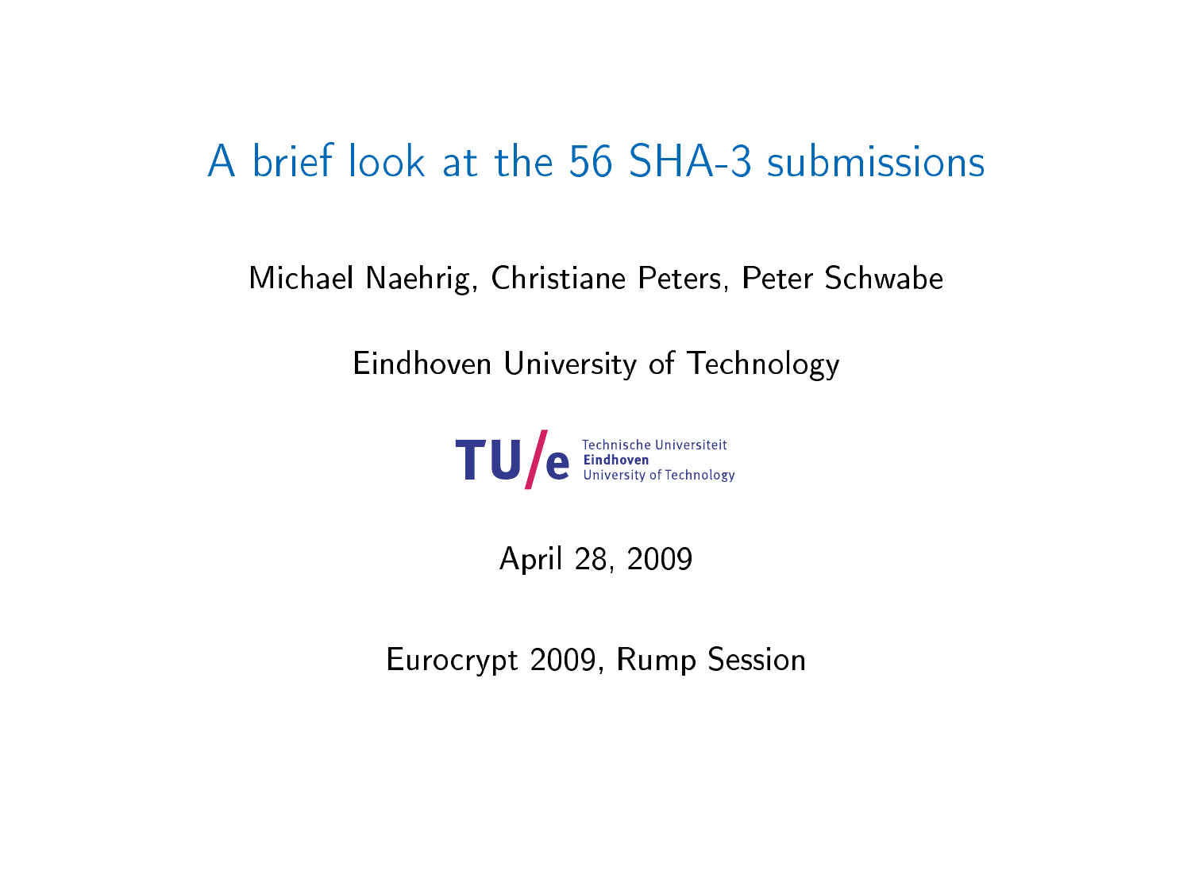# A brief look at the 56 SHA-3 submissions

Michael Naehrig, Christiane Peters, Peter Schwabe

Eindhoven University of Technology

Technische Universiteit **Eindhoven** University of Technology

April 28, 2009

Eurocrypt 2009, Rump Session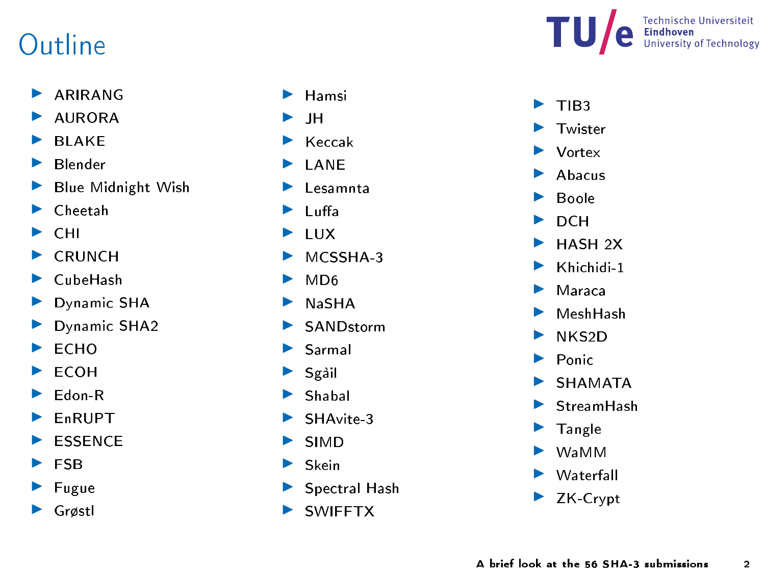# Outline

- ARIRANG
- AURORA
- BLAKE
- Blender
- Blue Midnight Wish
- Cheetah
- CHI
- CRUNCH
- CubeHash
- Dynamic SHA
- Dynamic SHA2
- ECHO
- ECOH
- Edon-R
- EnRUPT
- ESSENCE
- FSB
- Fugue
- Grøstl
- Hamsi
- JH
- Keccak
- LANE
- Lesamnta
- Luffa
- LUX
- MCSSHA-3
- MD6
- NaSHA
- SANDstorm
- Sarmal
- Sgàil
- Shabal
- SHAvite-3
- SIMD
- Skein
- Spectral Hash
- SWIFFTX
- TIB3
- Twister
- Vortex
- Abacus
- Boole
- DCH
- HASH 2X
- Khichidi-1
- Maraca
- MeshHash
- NKS2D
- Ponic
- SHAMATA
- StreamHash
- Tangle
- WaMM
- Waterfall
- ZK-Crypt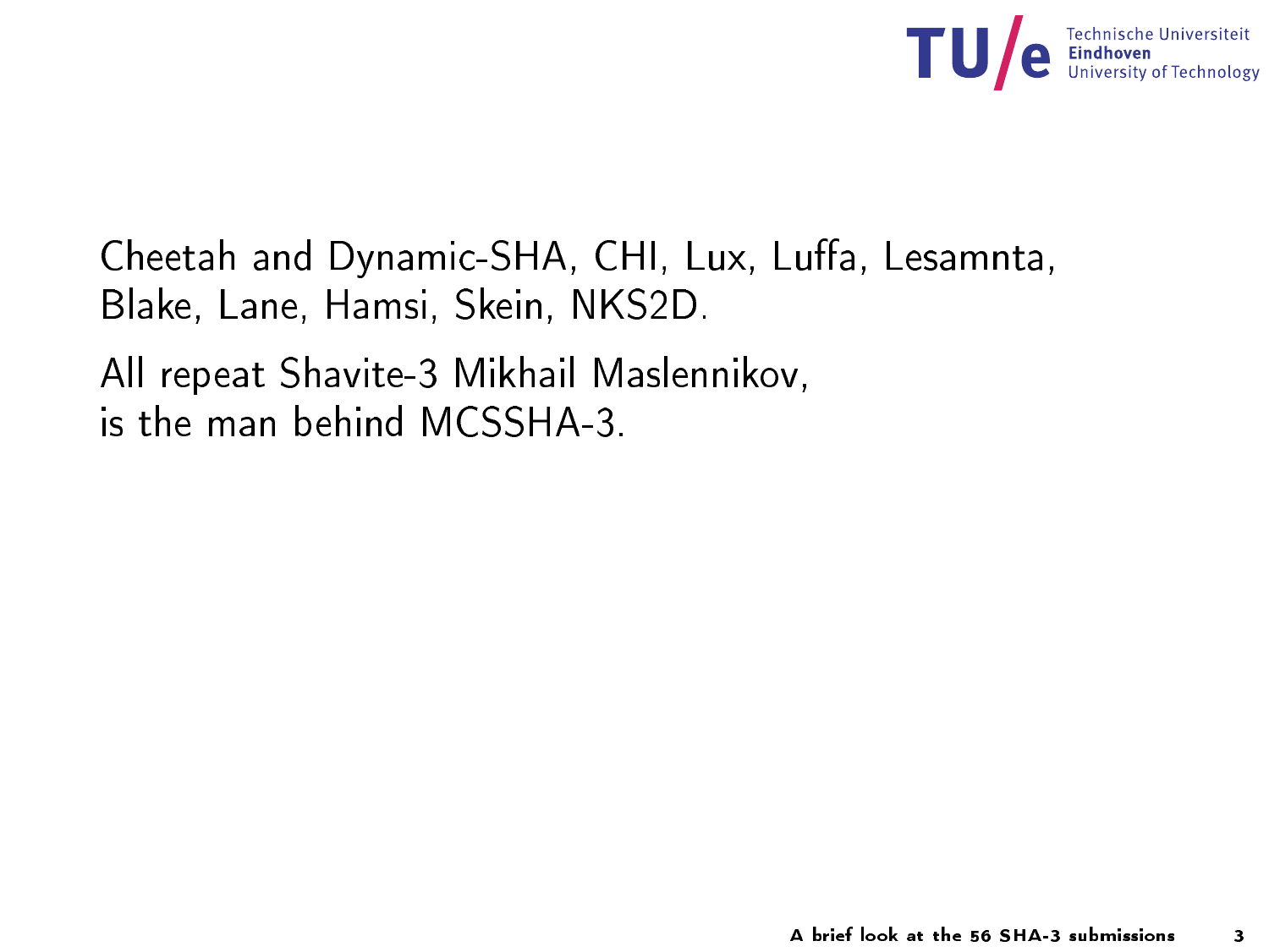Cheetah and Dynamic-SHA, CHI, Lux, Luffa, Lesamnta,
Blake, Lane, Hamsi, Skein, NKS2D.

All repeat Shavite-3 Mikhail Maslennikov,
is the man behind MCSSHA-3.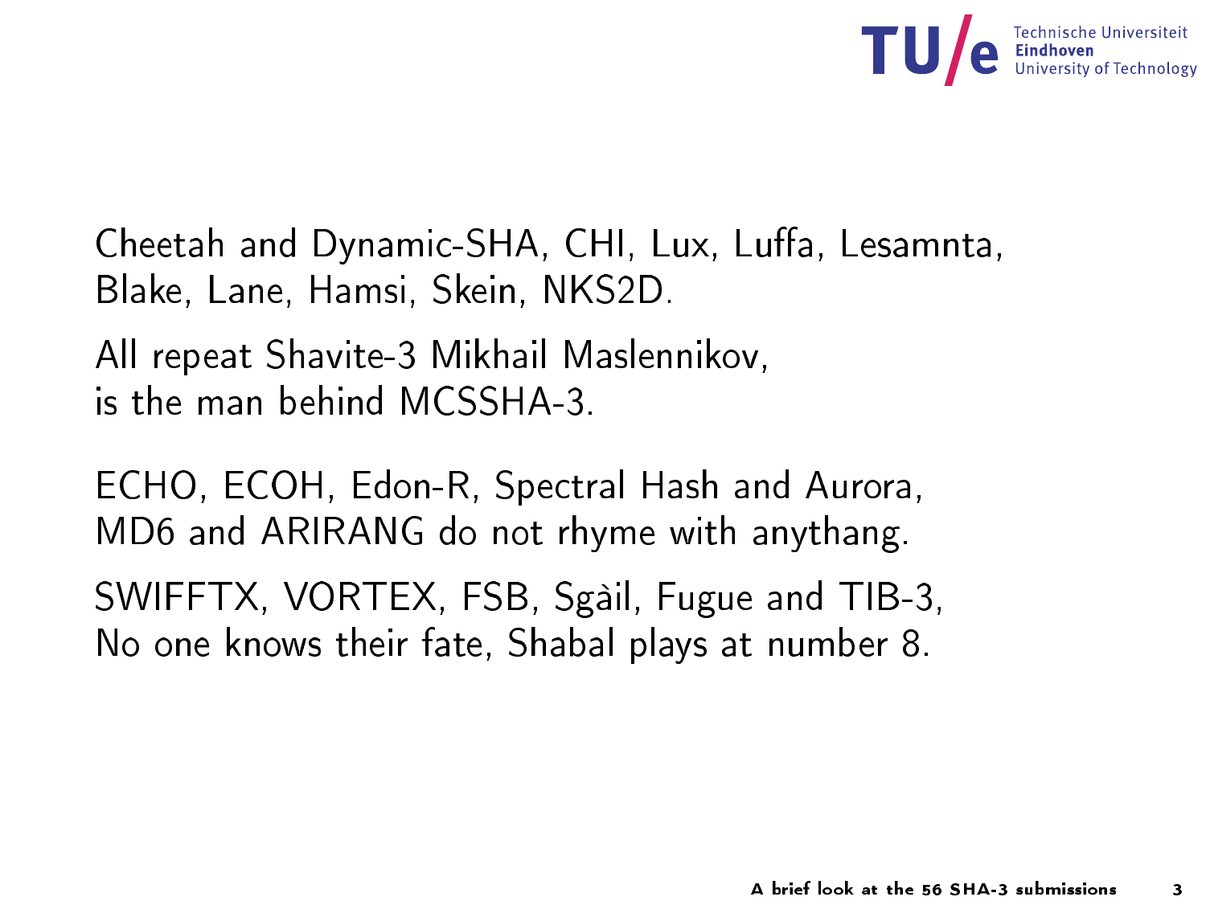Cheetah and Dynamic-SHA, CHI, Lux, Luffa, Lesamnta,
Blake, Lane, Hamsi, Skein, NKS2D.

All repeat Shavite-3 Mikhail Maslennikov,
is the man behind MCSSHA-3.

ECHO, ECOH, Edon-R, Spectral Hash and Aurora,
MD6 and ARIRANG do not rhyme with anythang.

SWIFFTX, VORTEX, FSB, Sgàil, Fugue and TIB-3,
No one knows their fate, Shabal plays at number 8.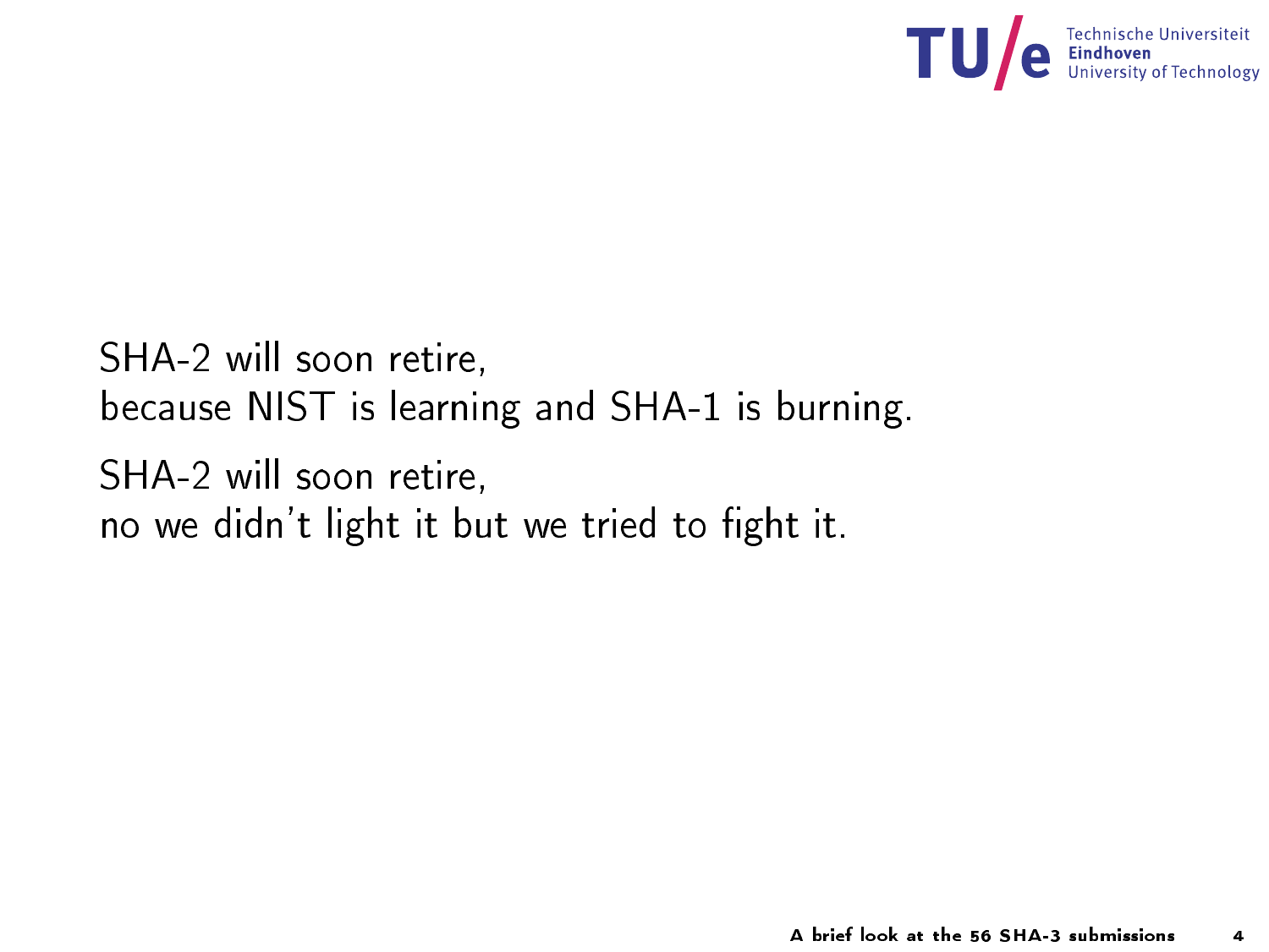SHA-2 will soon retire,
because NIST is learning and SHA-1 is burning.

SHA-2 will soon retire,
no we didn't light it but we tried to fight it.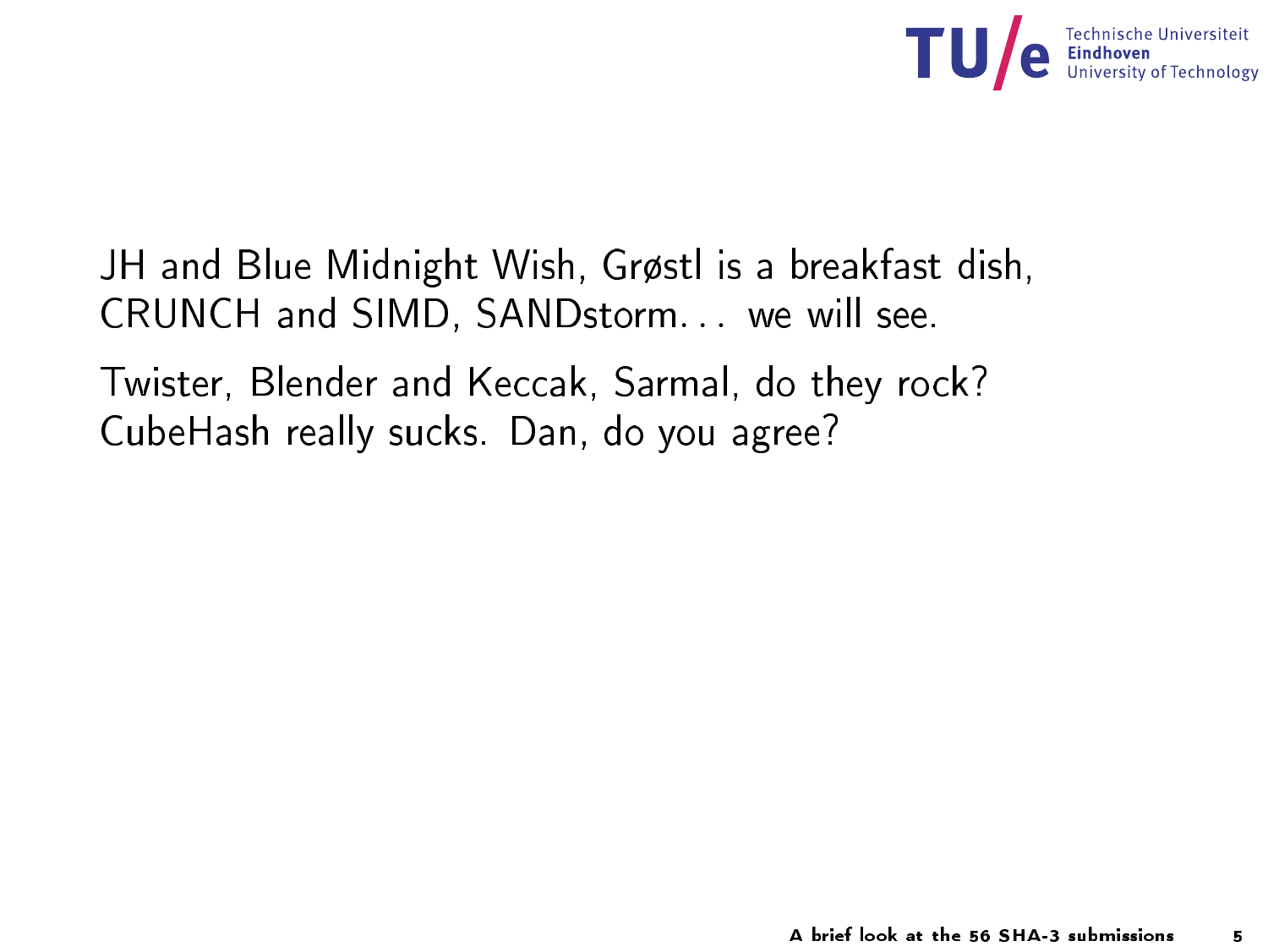JH and Blue Midnight Wish, Grøstl is a breakfast dish,
CRUNCH and SIMD, SANDstorm... we will see.

Twister, Blender and Keccak, Sarmal, do they rock?
CubeHash really sucks. Dan, do you agree?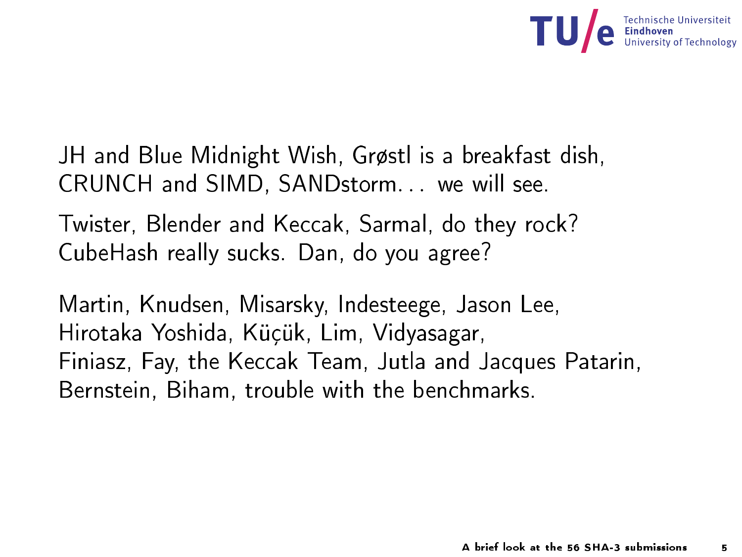JH and Blue Midnight Wish, Grøstl is a breakfast dish,
CRUNCH and SIMD, SANDstorm… we will see.

Twister, Blender and Keccak, Sarmal, do they rock?
CubeHash really sucks. Dan, do you agree?

Martin, Knudsen, Misarsky, Indesteege, Jason Lee,
Hirotaka Yoshida, Küçük, Lim, Vidyasagar,
Finiasz, Fay, the Keccak Team, Jutla and Jacques Patarin,
Bernstein, Biham, trouble with the benchmarks.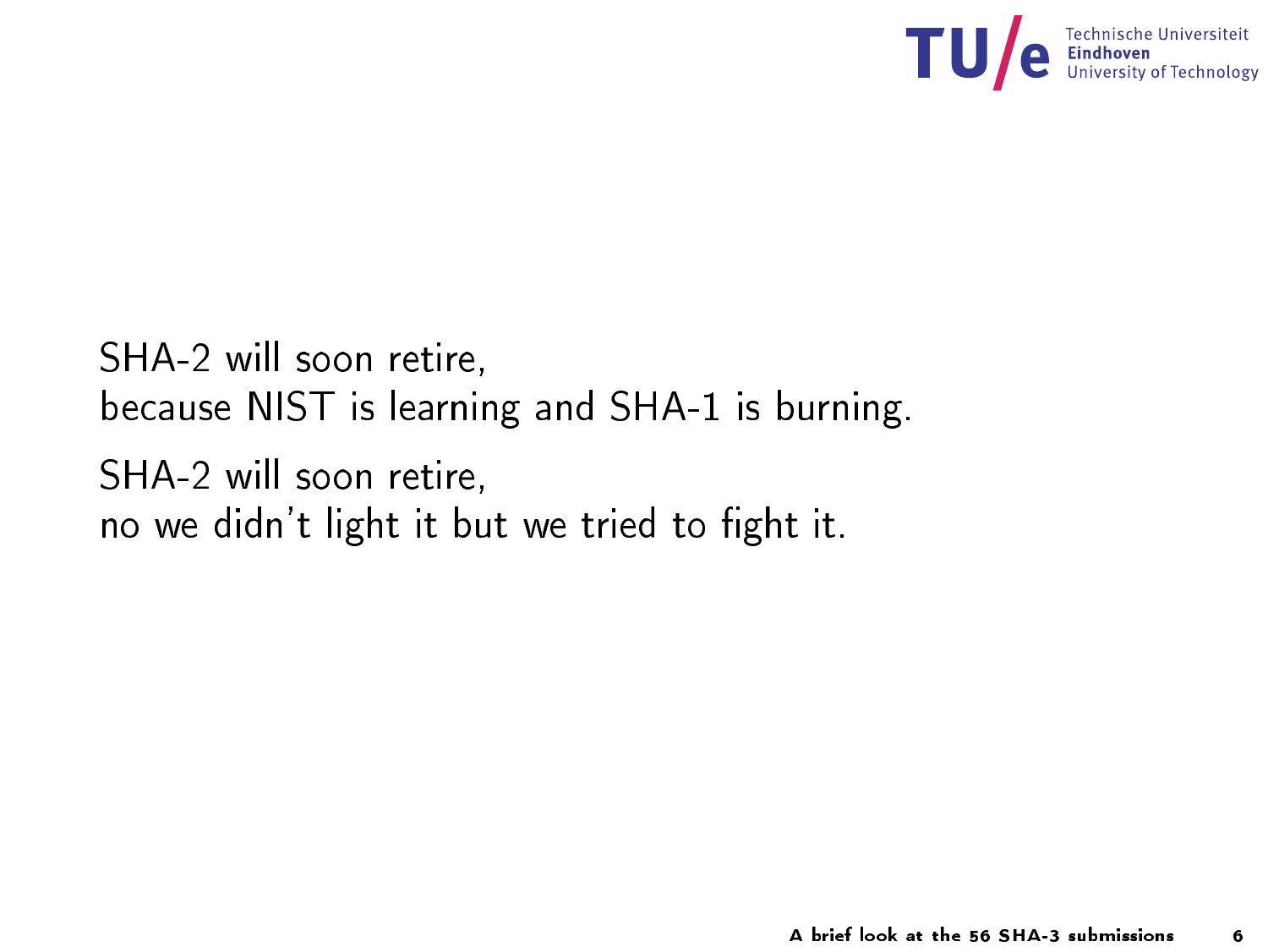SHA-2 will soon retire,
because NIST is learning and SHA-1 is burning.

SHA-2 will soon retire,
no we didn't light it but we tried to fight it.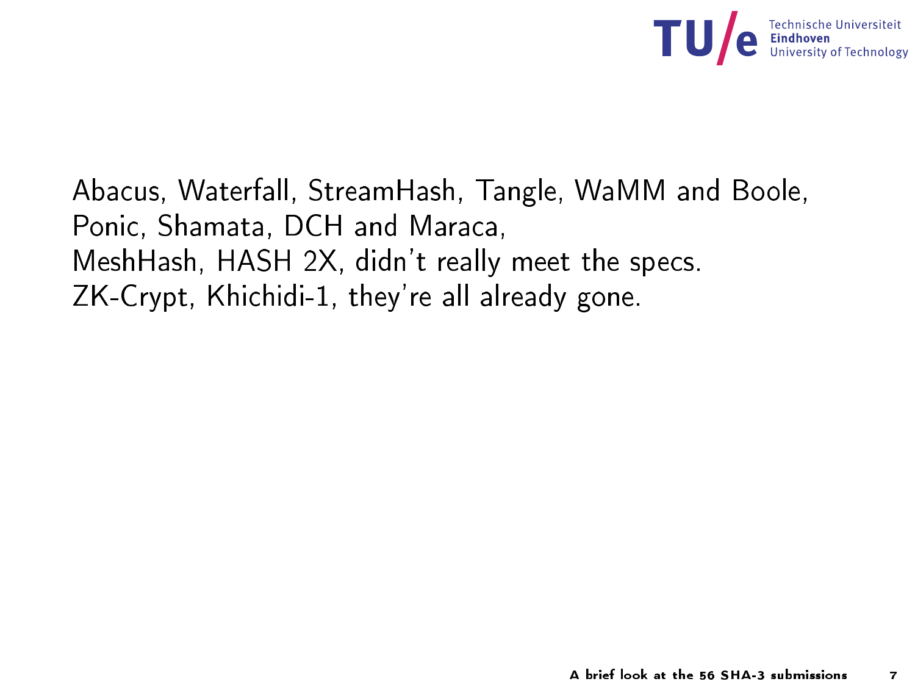Abacus, Waterfall, StreamHash, Tangle, WaMM and Boole,
Ponic, Shamata, DCH and Maraca,
MeshHash, HASH 2X, didn't really meet the specs.
ZK-Crypt, Khichidi-1, they're all already gone.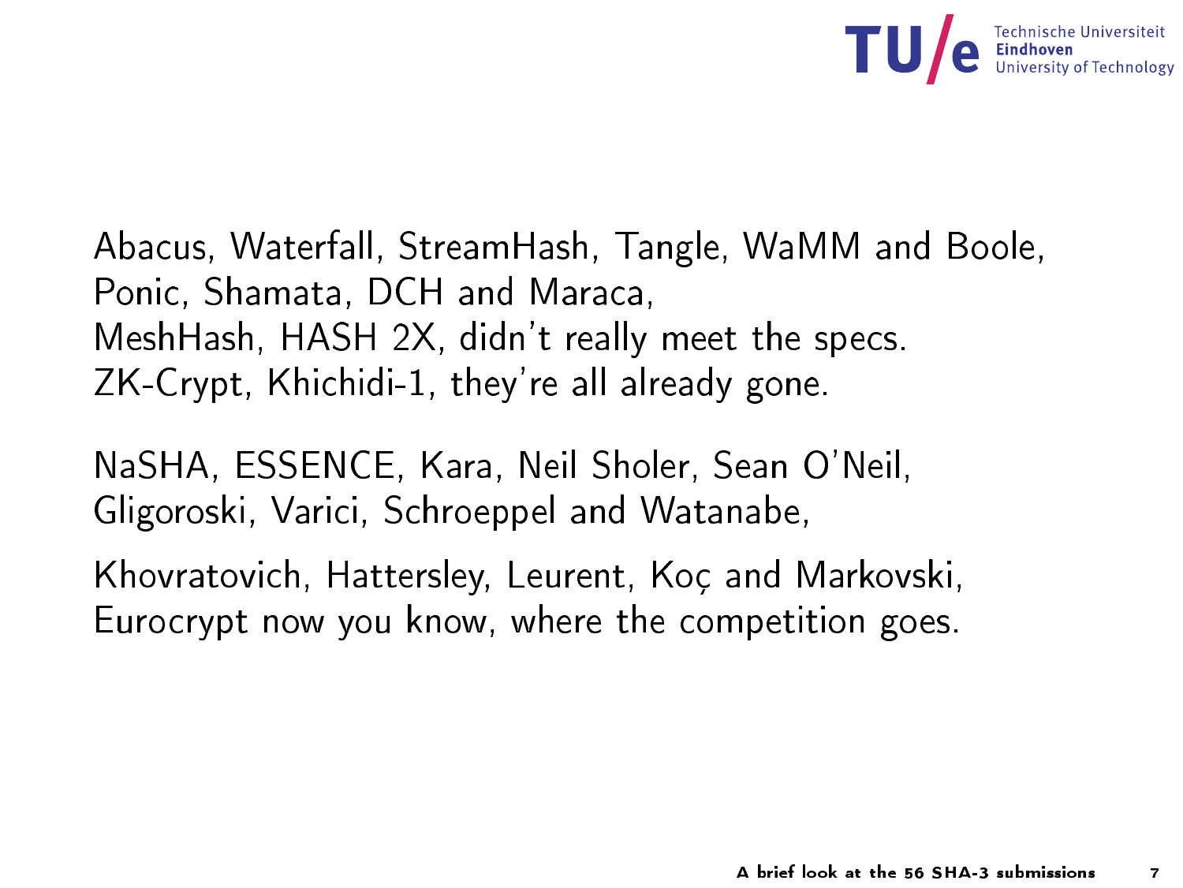Abacus, Waterfall, StreamHash, Tangle, WaMM and Boole,
Ponic, Shamata, DCH and Maraca,
MeshHash, HASH 2X, didn't really meet the specs.
ZK-Crypt, Khichidi-1, they're all already gone.

NaSHA, ESSENCE, Kara, Neil Sholer, Sean O'Neil,
Gligoroski, Varici, Schroeppel and Watanabe,

Khovratovich, Hattersley, Leurent, Koç and Markovski,
Eurocrypt now you know, where the competition goes.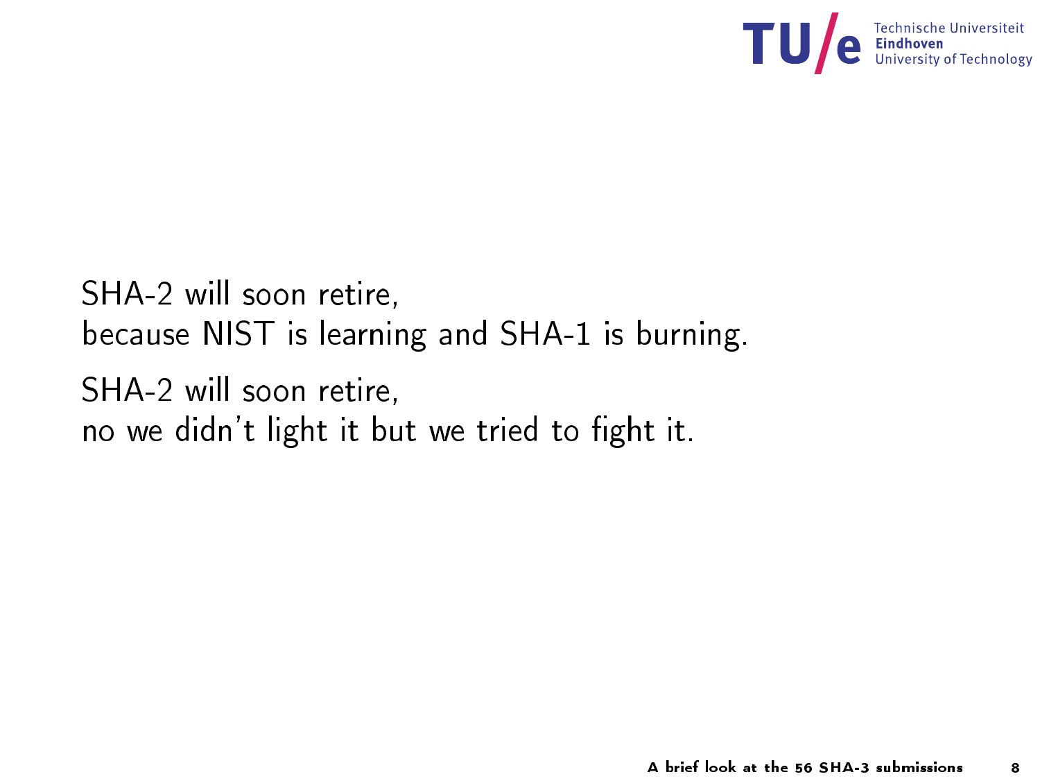SHA-2 will soon retire,
because NIST is learning and SHA-1 is burning.

SHA-2 will soon retire,
no we didn't light it but we tried to fight it.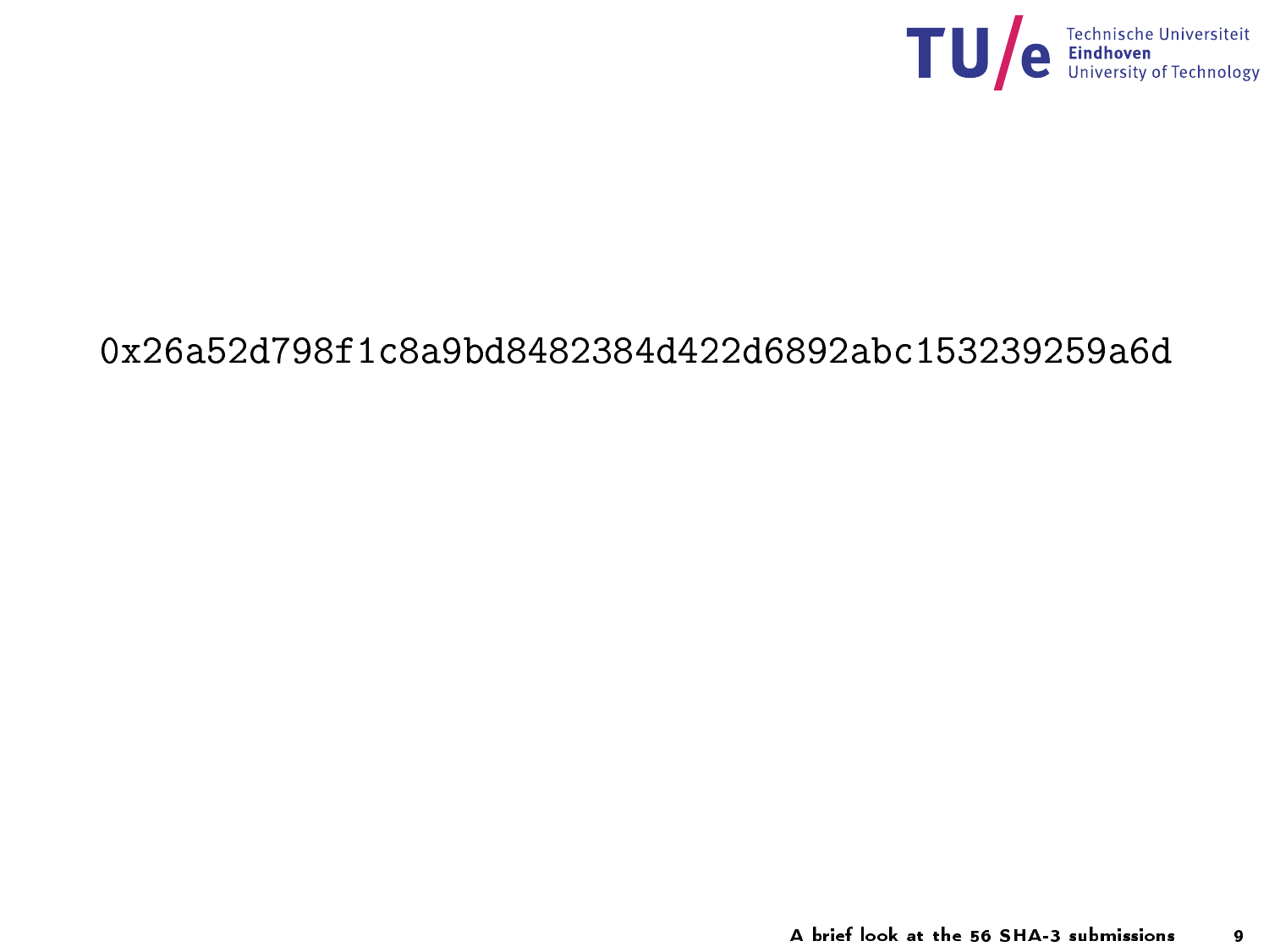0x26a52d798f1c8a9bd8482384d422d6892abc153239259a6d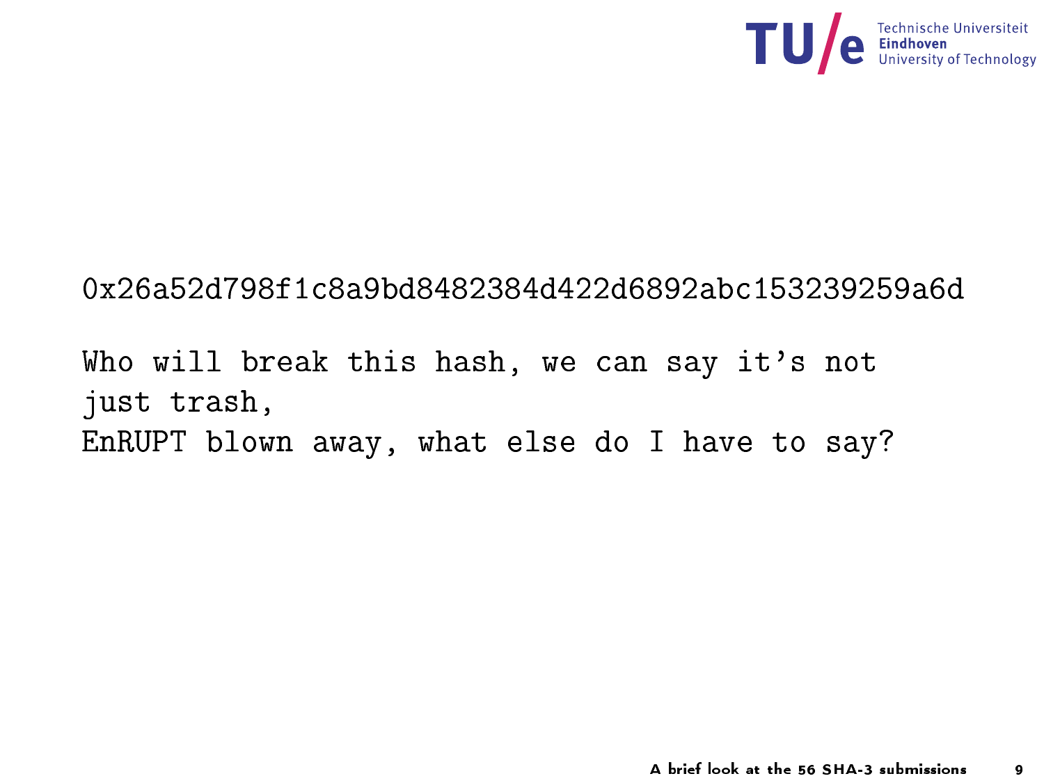0x26a52d798f1c8a9bd8482384d422d6892abc153239259a6d

Who will break this hash, we can say it's not
just trash,
EnRUPT blown away, what else do I have to say?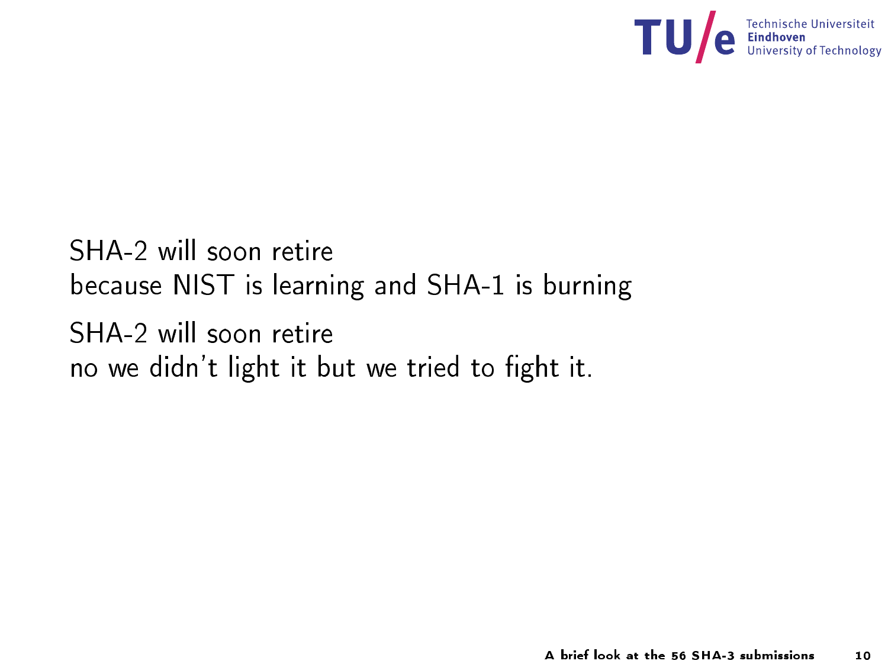SHA-2 will soon retire
because NIST is learning and SHA-1 is burning

SHA-2 will soon retire
no we didn't light it but we tried to fight it.